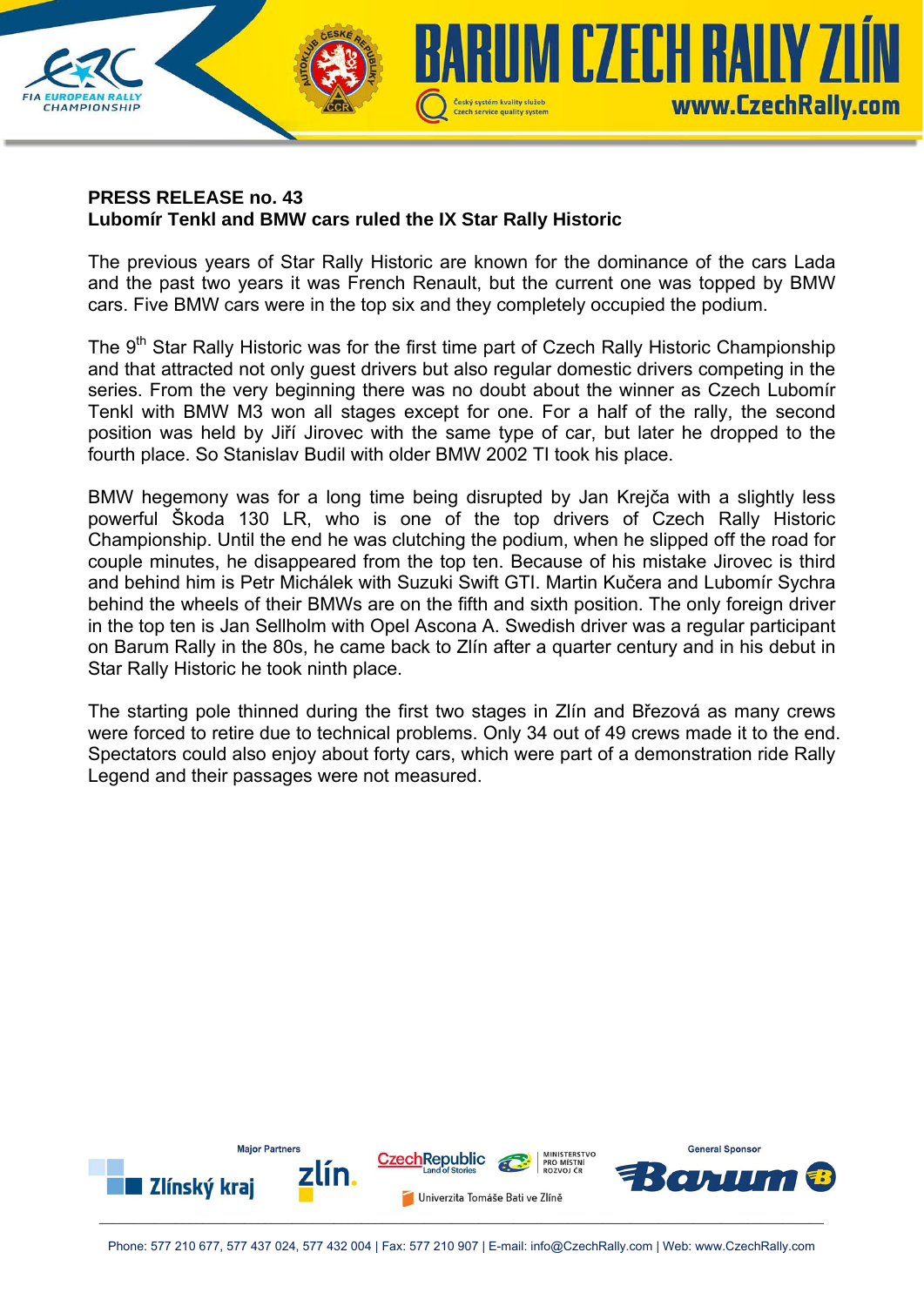**PRESS RELEASE no. 43**
**Lubomír Tenkl and BMW cars ruled the IX Star Rally Historic**

The previous years of Star Rally Historic are known for the dominance of the cars Lada and the past two years it was French Renault, but the current one was topped by BMW cars. Five BMW cars were in the top six and they completely occupied the podium.

The 9th Star Rally Historic was for the first time part of Czech Rally Historic Championship and that attracted not only guest drivers but also regular domestic drivers competing in the series. From the very beginning there was no doubt about the winner as Czech Lubomír Tenkl with BMW M3 won all stages except for one. For a half of the rally, the second position was held by Jiří Jirovec with the same type of car, but later he dropped to the fourth place. So Stanislav Budil with older BMW 2002 TI took his place.

BMW hegemony was for a long time being disrupted by Jan Krejča with a slightly less powerful Škoda 130 LR, who is one of the top drivers of Czech Rally Historic Championship. Until the end he was clutching the podium, when he slipped off the road for couple minutes, he disappeared from the top ten. Because of his mistake Jirovec is third and behind him is Petr Michálek with Suzuki Swift GTI. Martin Kučera and Lubomír Sychra behind the wheels of their BMWs are on the fifth and sixth position. The only foreign driver in the top ten is Jan Sellholm with Opel Ascona A. Swedish driver was a regular participant on Barum Rally in the 80s, he came back to Zlín after a quarter century and in his debut in Star Rally Historic he took ninth place.

The starting pole thinned during the first two stages in Zlín and Březová as many crews were forced to retire due to technical problems. Only 34 out of 49 crews made it to the end. Spectators could also enjoy about forty cars, which were part of a demonstration ride Rally Legend and their passages were not measured.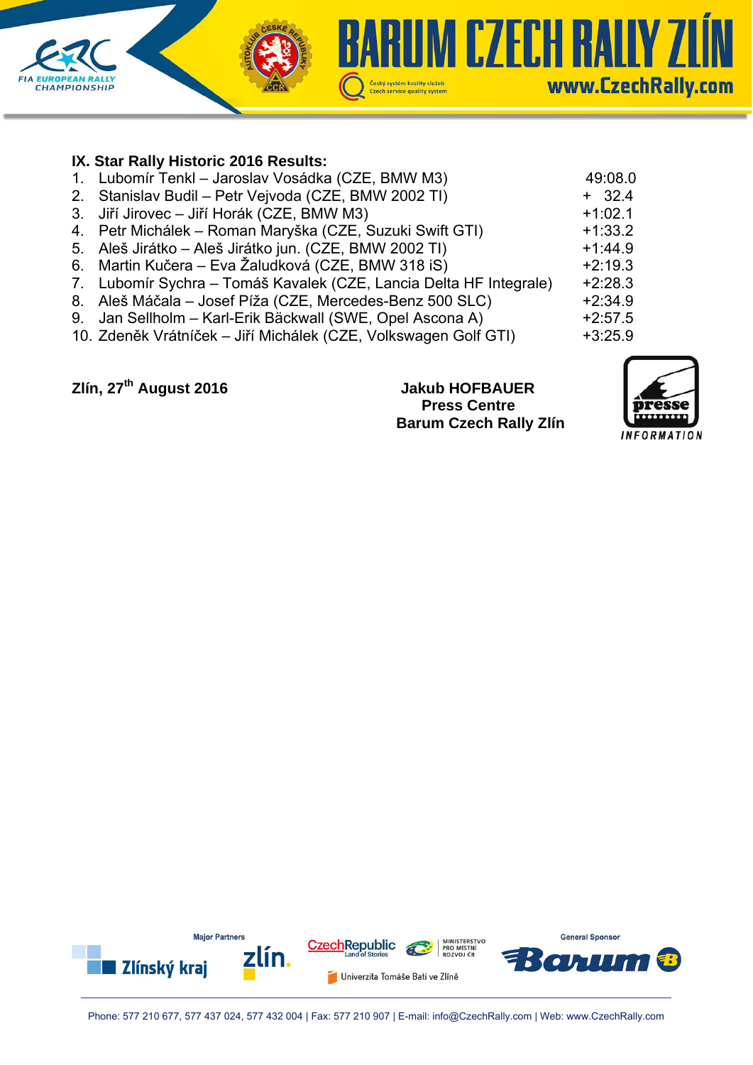**IX. Star Rally Historic 2016 Results:**

| | | |
|---|---|---|
| 1. | Lubomír Tenkl – Jaroslav Vosádka (CZE, BMW M3) | 49:08.0 |
| 2. | Stanislav Budil – Petr Vejvoda (CZE, BMW 2002 TI) | + 32.4 |
| 3. | Jiří Jirovec – Jiří Horák (CZE, BMW M3) | +1:02.1 |
| 4. | Petr Michálek – Roman Maryška (CZE, Suzuki Swift GTI) | +1:33.2 |
| 5. | Aleš Jirátko – Aleš Jirátko jun. (CZE, BMW 2002 TI) | +1:44.9 |
| 6. | Martin Kučera – Eva Žaludková (CZE, BMW 318 iS) | +2:19.3 |
| 7. | Lubomír Sychra – Tomáš Kavalek (CZE, Lancia Delta HF Integrale) | +2:28.3 |
| 8. | Aleš Máčala – Josef Píža (CZE, Mercedes-Benz 500 SLC) | +2:34.9 |
| 9. | Jan Sellholm – Karl-Erik Bäckwall (SWE, Opel Ascona A) | +2:57.5 |
| 10. | Zdeněk Vrátníček – Jiří Michálek (CZE, Volkswagen Golf GTI) | +3:25.9 |

**Zlín, 27th August 2016**

**Jakub HOFBAUER**
**Press Centre**
**Barum Czech Rally Zlín**